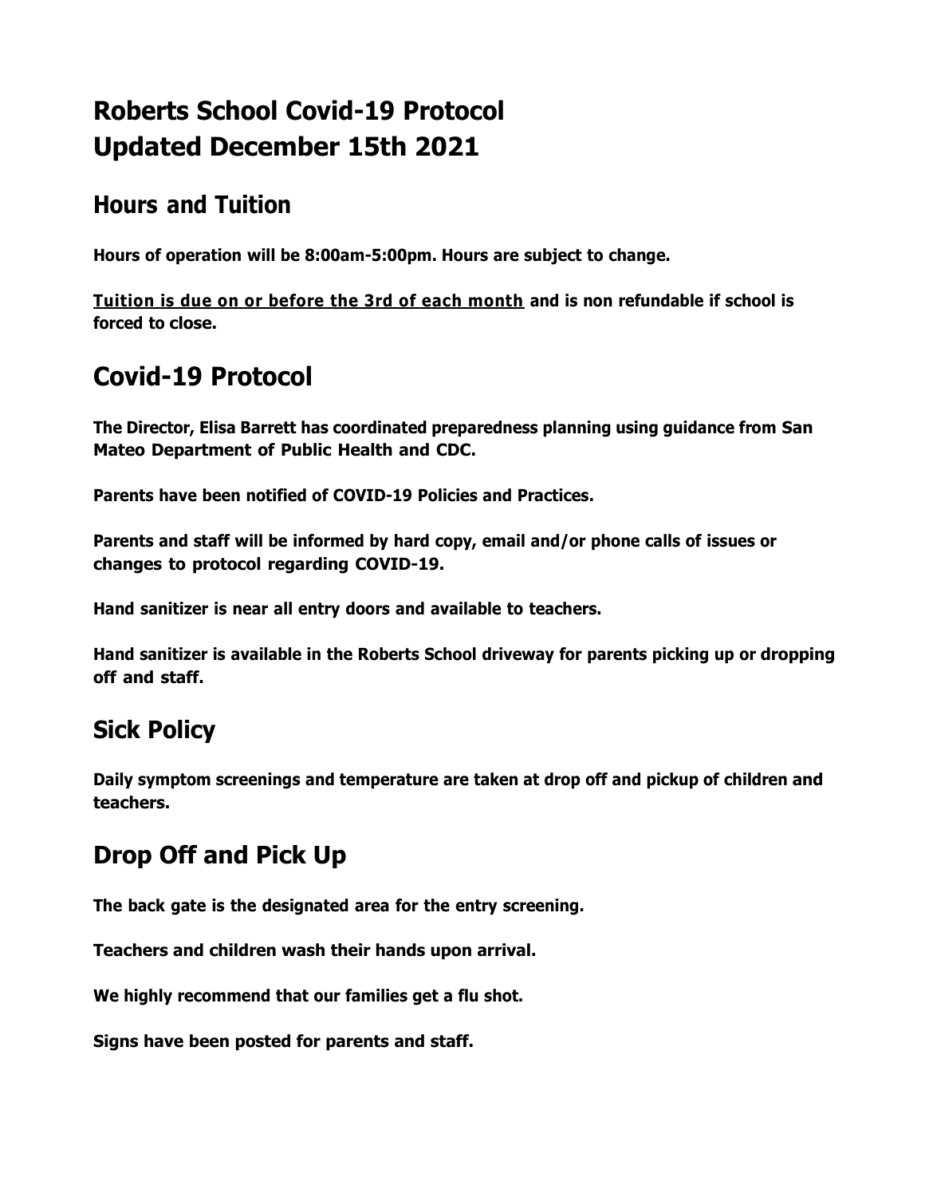# Roberts School Covid-19 Protocol
# Updated December 15th 2021

## Hours and Tuition

**Hours of operation will be 8:00am-5:00pm. Hours are subject to change.**

**Tuition is due on or before the 3rd of each month and is non refundable if school is forced to close.**

## Covid-19 Protocol

**The Director, Elisa Barrett has coordinated preparedness planning using guidance from San Mateo Department of Public Health and CDC.**

**Parents have been notified of COVID-19 Policies and Practices.**

**Parents and staff will be informed by hard copy, email and/or phone calls of issues or changes to protocol regarding COVID-19.**

**Hand sanitizer is near all entry doors and available to teachers.**

**Hand sanitizer is available in the Roberts School driveway for parents picking up or dropping off and staff.**

## Sick Policy

**Daily symptom screenings and temperature are taken at drop off and pickup of children and teachers.**

## Drop Off and Pick Up

**The back gate is the designated area for the entry screening.**

**Teachers and children wash their hands upon arrival.**

**We highly recommend that our families get a flu shot.**

**Signs have been posted for parents and staff.**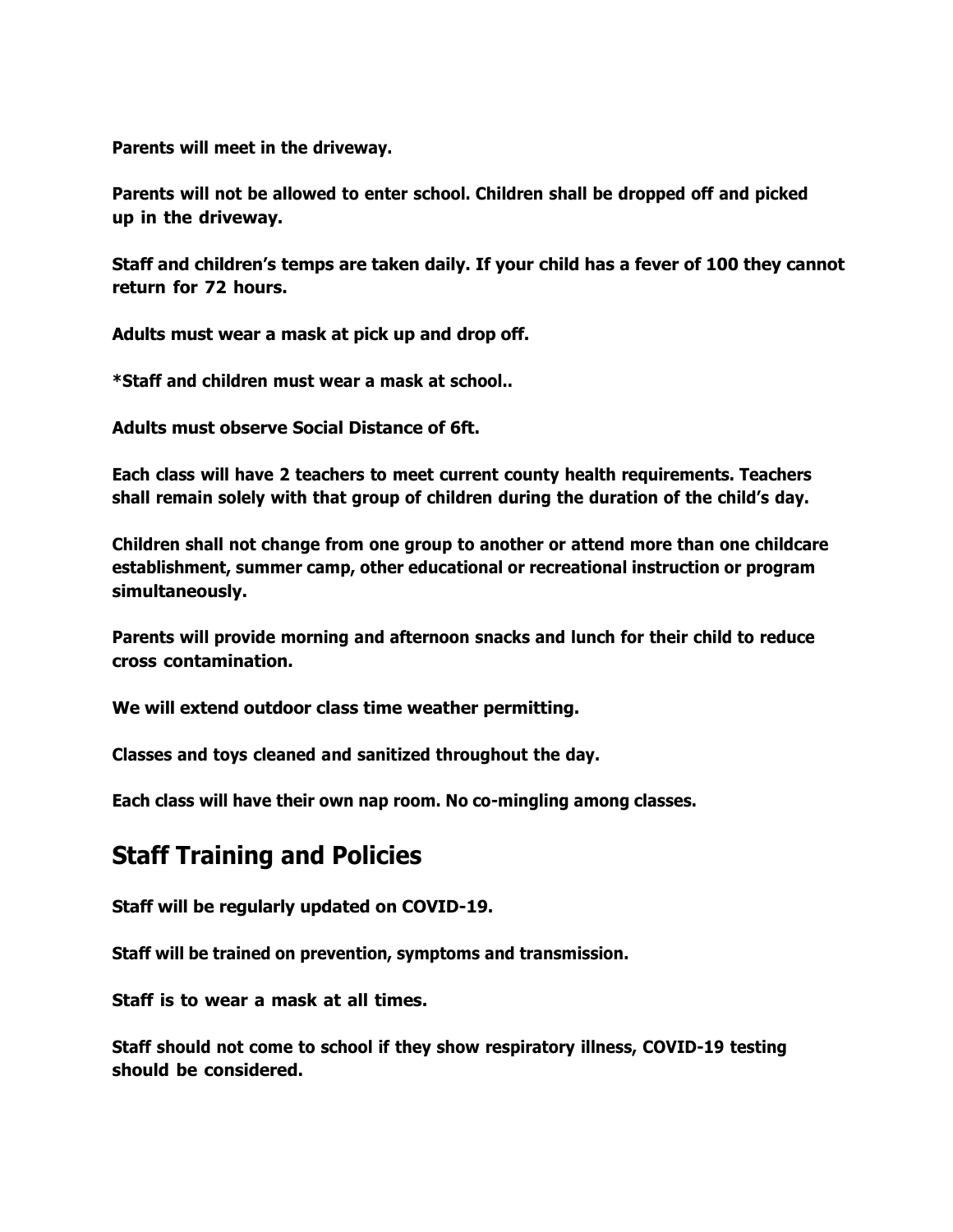**Parents will meet in the driveway.**

**Parents will not be allowed to enter school. Children shall be dropped off and picked up in the driveway.**

**Staff and children's temps are taken daily. If your child has a fever of 100 they cannot return for 72 hours.**

**Adults must wear a mask at pick up and drop off.**

***Staff and children must wear a mask at school..**

**Adults must observe Social Distance of 6ft.**

**Each class will have 2 teachers to meet current county health requirements. Teachers shall remain solely with that group of children during the duration of the child's day.**

**Children shall not change from one group to another or attend more than one childcare establishment, summer camp, other educational or recreational instruction or program simultaneously.**

**Parents will provide morning and afternoon snacks and lunch for their child to reduce cross contamination.**

**We will extend outdoor class time weather permitting.**

**Classes and toys cleaned and sanitized throughout the day.**

**Each class will have their own nap room. No co-mingling among classes.**

## Staff Training and Policies

**Staff will be regularly updated on COVID-19.**

**Staff will be trained on prevention, symptoms and transmission.**

**Staff is to wear a mask at all times.**

**Staff should not come to school if they show respiratory illness, COVID-19 testing should be considered.**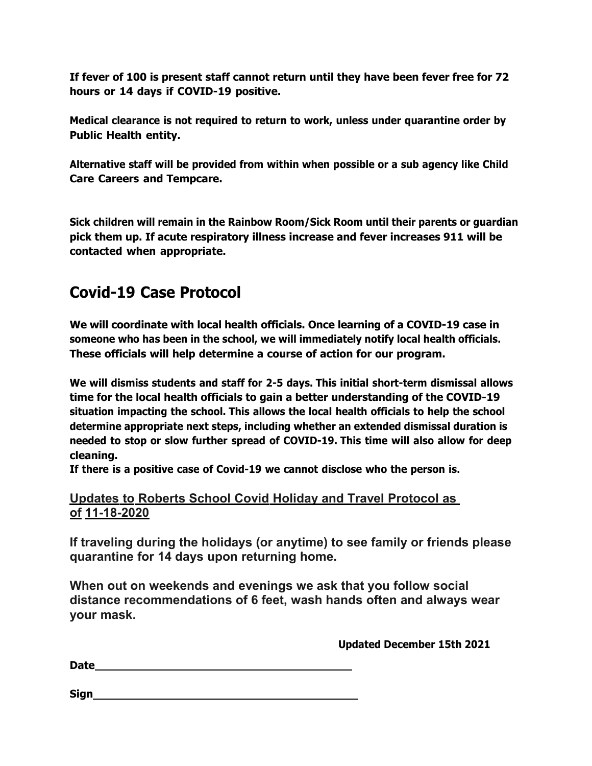**If fever of 100 is present staff cannot return until they have been fever free for 72 hours or 14 days if COVID-19 positive.**

**Medical clearance is not required to return to work, unless under quarantine order by Public Health entity.**

**Alternative staff will be provided from within when possible or a sub agency like Child Care Careers and Tempcare.**

**Sick children will remain in the Rainbow Room/Sick Room until their parents or guardian pick them up. If acute respiratory illness increase and fever increases 911 will be contacted when appropriate.**

## Covid-19 Case Protocol

**We will coordinate with local health officials. Once learning of a COVID-19 case in someone who has been in the school, we will immediately notify local health officials. These officials will help determine a course of action for our program.**

**We will dismiss students and staff for 2-5 days. This initial short-term dismissal allows time for the local health officials to gain a better understanding of the COVID-19 situation impacting the school. This allows the local health officials to help the school determine appropriate next steps, including whether an extended dismissal duration is needed to stop or slow further spread of COVID-19. This time will also allow for deep cleaning.**
**If there is a positive case of Covid-19 we cannot disclose who the person is.**

### Updates to Roberts School Covid Holiday and Travel Protocol as of 11-18-2020

**If traveling during the holidays (or anytime) to see family or friends please quarantine for 14 days upon returning home.**

**When out on weekends and evenings we ask that you follow social distance recommendations of 6 feet, wash hands often and always wear your mask.**

**Updated December 15th 2021**

**Date**\_\_\_\_\_\_\_\_\_\_\_\_\_\_\_\_\_\_\_\_\_\_\_\_\_\_\_\_\_\_\_\_\_\_\_\_\_\_

**Sign**\_\_\_\_\_\_\_\_\_\_\_\_\_\_\_\_\_\_\_\_\_\_\_\_\_\_\_\_\_\_\_\_\_\_\_\_\_\_